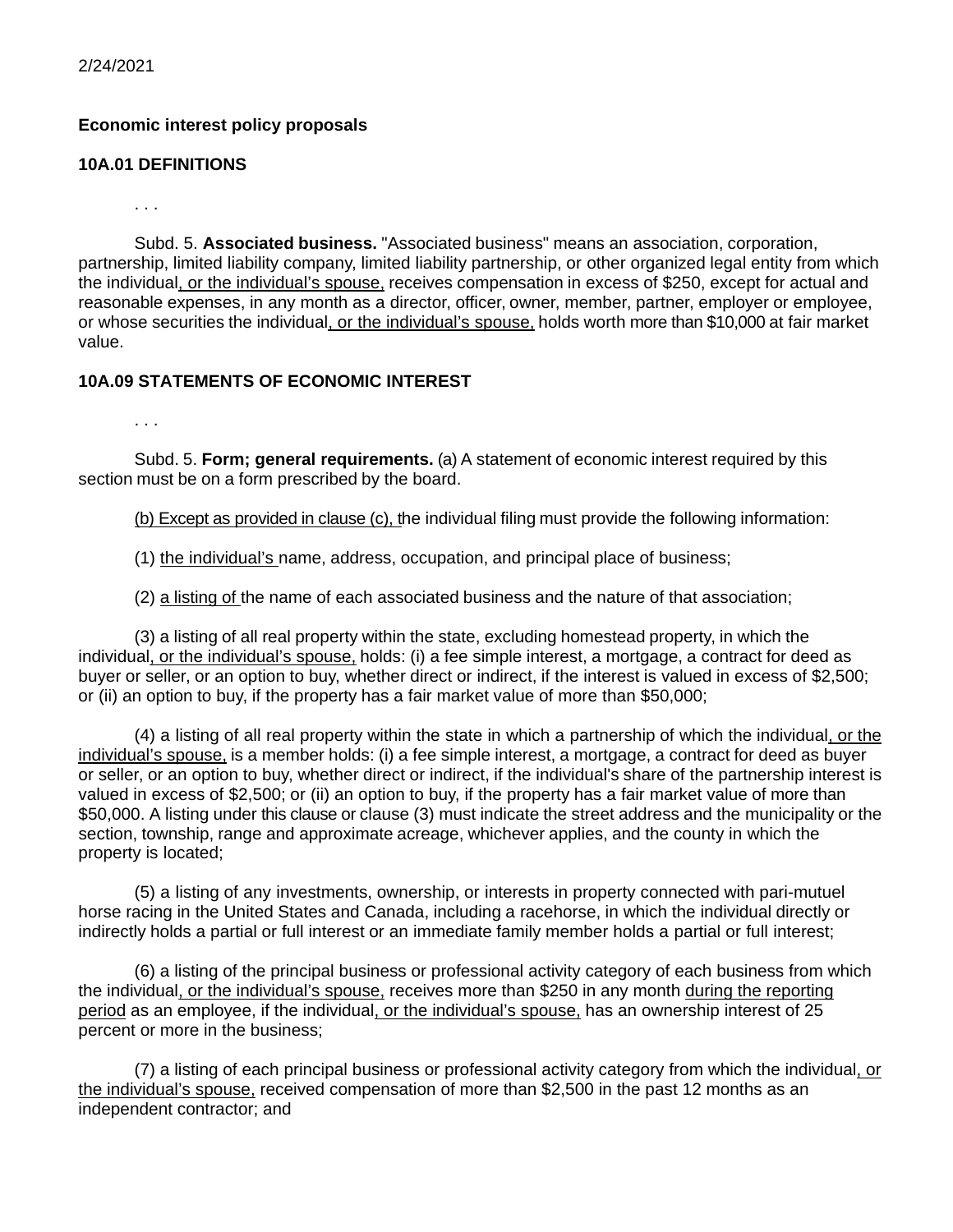2/24/2021

**Economic interest policy proposals**

**10A.01 DEFINITIONS**

. . .

Subd. 5. **Associated business.** "Associated business" means an association, corporation, partnership, limited liability company, limited liability partnership, or other organized legal entity from which the individual<u>, or the individual's spouse,</u> receives compensation in excess of $250, except for actual and reasonable expenses, in any month as a director, officer, owner, member, partner, employer or employee, or whose securities the individual<u>, or the individual's spouse,</u> holds worth more than $10,000 at fair market value.

**10A.09 STATEMENTS OF ECONOMIC INTEREST**

. . .

Subd. 5. **Form; general requirements.** (a) A statement of economic interest required by this section must be on a form prescribed by the board.

<u>(b) Except as provided in clause (c), t</u>he individual filing must provide the following information:

(1) <u>the individual's </u>name, address, occupation, and principal place of business;

(2) <u>a listing of </u>the name of each associated business and the nature of that association;

(3) a listing of all real property within the state, excluding homestead property, in which the individual<u>, or the individual's spouse,</u> holds: (i) a fee simple interest, a mortgage, a contract for deed as buyer or seller, or an option to buy, whether direct or indirect, if the interest is valued in excess of $2,500; or (ii) an option to buy, if the property has a fair market value of more than $50,000;

(4) a listing of all real property within the state in which a partnership of which the individual<u>, or the individual's spouse,</u> is a member holds: (i) a fee simple interest, a mortgage, a contract for deed as buyer or seller, or an option to buy, whether direct or indirect, if the individual's share of the partnership interest is valued in excess of $2,500; or (ii) an option to buy, if the property has a fair market value of more than $50,000. A listing under this clause or clause (3) must indicate the street address and the municipality or the section, township, range and approximate acreage, whichever applies, and the county in which the property is located;

(5) a listing of any investments, ownership, or interests in property connected with pari-mutuel horse racing in the United States and Canada, including a racehorse, in which the individual directly or indirectly holds a partial or full interest or an immediate family member holds a partial or full interest;

(6) a listing of the principal business or professional activity category of each business from which the individual<u>, or the individual's spouse,</u> receives more than $250 in any month <u>during the reporting period</u> as an employee, if the individual<u>, or the individual's spouse,</u> has an ownership interest of 25 percent or more in the business;

(7) a listing of each principal business or professional activity category from which the individual<u>, or the individual's spouse,</u> received compensation of more than $2,500 in the past 12 months as an independent contractor; and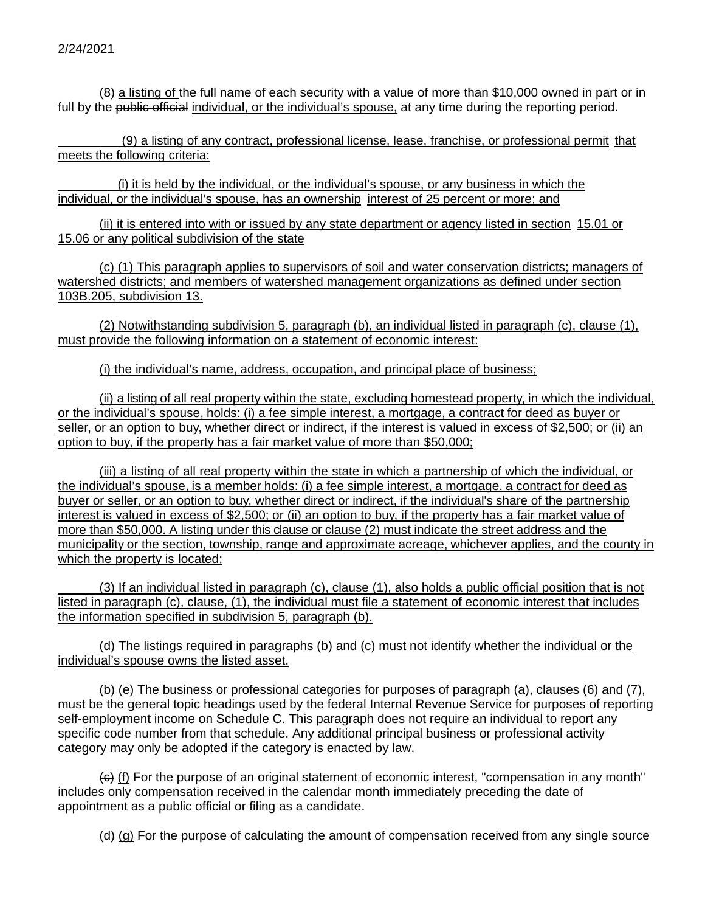(8) a listing of the full name of each security with a value of more than $10,000 owned in part or in full by the public official individual, or the individual's spouse, at any time during the reporting period.

(9) a listing of any contract, professional license, lease, franchise, or professional permit that meets the following criteria:

(i) it is held by the individual, or the individual's spouse, or any business in which the individual, or the individual's spouse, has an ownership interest of 25 percent or more; and

(ii) it is entered into with or issued by any state department or agency listed in section 15.01 or 15.06 or any political subdivision of the state

(c) (1) This paragraph applies to supervisors of soil and water conservation districts; managers of watershed districts; and members of watershed management organizations as defined under section 103B.205, subdivision 13.

(2) Notwithstanding subdivision 5, paragraph (b), an individual listed in paragraph (c), clause (1), must provide the following information on a statement of economic interest:

(i) the individual's name, address, occupation, and principal place of business;

(ii) a listing of all real property within the state, excluding homestead property, in which the individual, or the individual's spouse, holds: (i) a fee simple interest, a mortgage, a contract for deed as buyer or seller, or an option to buy, whether direct or indirect, if the interest is valued in excess of $2,500; or (ii) an option to buy, if the property has a fair market value of more than $50,000;

(iii) a listing of all real property within the state in which a partnership of which the individual, or the individual's spouse, is a member holds: (i) a fee simple interest, a mortgage, a contract for deed as buyer or seller, or an option to buy, whether direct or indirect, if the individual's share of the partnership interest is valued in excess of $2,500; or (ii) an option to buy, if the property has a fair market value of more than $50,000. A listing under this clause or clause (2) must indicate the street address and the municipality or the section, township, range and approximate acreage, whichever applies, and the county in which the property is located;

(3) If an individual listed in paragraph (c), clause (1), also holds a public official position that is not listed in paragraph (c), clause, (1), the individual must file a statement of economic interest that includes the information specified in subdivision 5, paragraph (b).

(d) The listings required in paragraphs (b) and (c) must not identify whether the individual or the individual's spouse owns the listed asset.

~~(b)~~ (e) The business or professional categories for purposes of paragraph (a), clauses (6) and (7), must be the general topic headings used by the federal Internal Revenue Service for purposes of reporting self-employment income on Schedule C. This paragraph does not require an individual to report any specific code number from that schedule. Any additional principal business or professional activity category may only be adopted if the category is enacted by law.

~~(c)~~ (f) For the purpose of an original statement of economic interest, "compensation in any month" includes only compensation received in the calendar month immediately preceding the date of appointment as a public official or filing as a candidate.

~~(d)~~ (g) For the purpose of calculating the amount of compensation received from any single source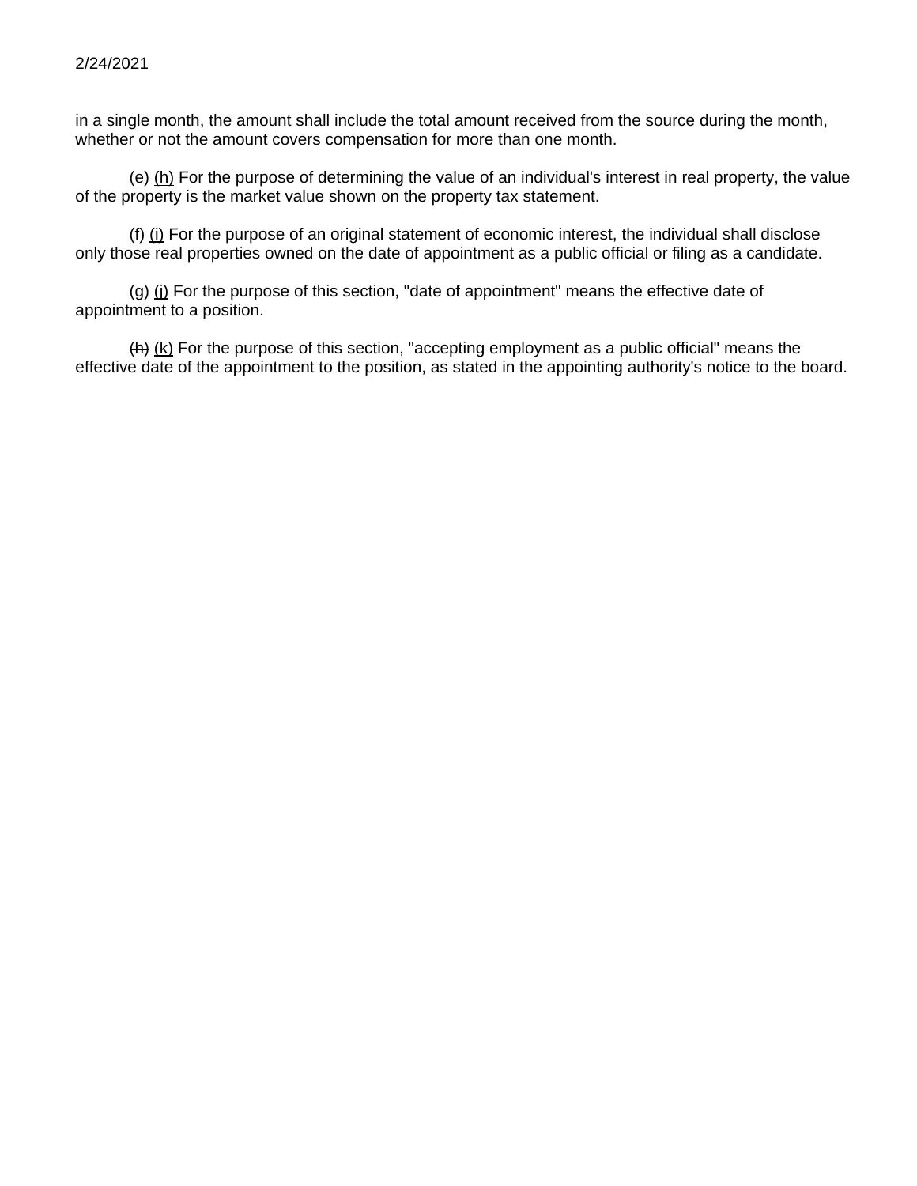in a single month, the amount shall include the total amount received from the source during the month, whether or not the amount covers compensation for more than one month.

~~(e)~~ <u>(h)</u> For the purpose of determining the value of an individual's interest in real property, the value of the property is the market value shown on the property tax statement.

~~(f)~~ <u>(i)</u> For the purpose of an original statement of economic interest, the individual shall disclose only those real properties owned on the date of appointment as a public official or filing as a candidate.

~~(g)~~ <u>(j)</u> For the purpose of this section, "date of appointment" means the effective date of appointment to a position.

~~(h)~~ <u>(k)</u> For the purpose of this section, "accepting employment as a public official" means the effective date of the appointment to the position, as stated in the appointing authority's notice to the board.